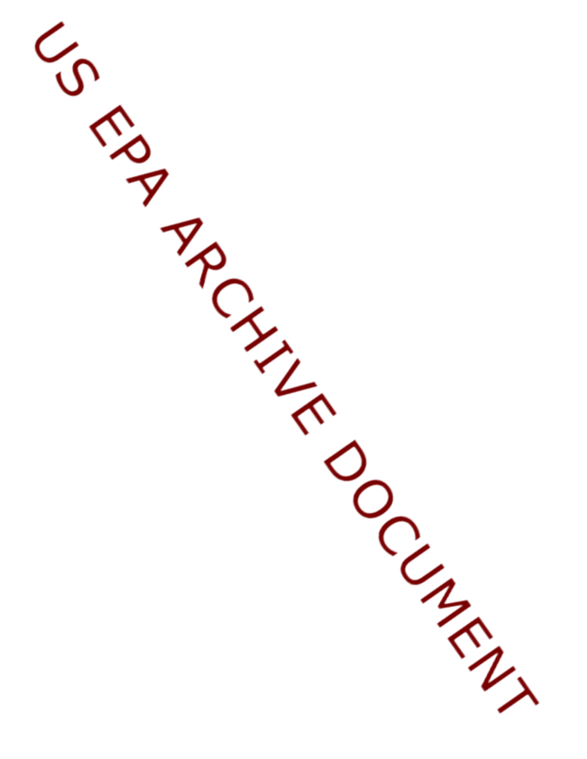US EPA ARCHIVE DOCUMENT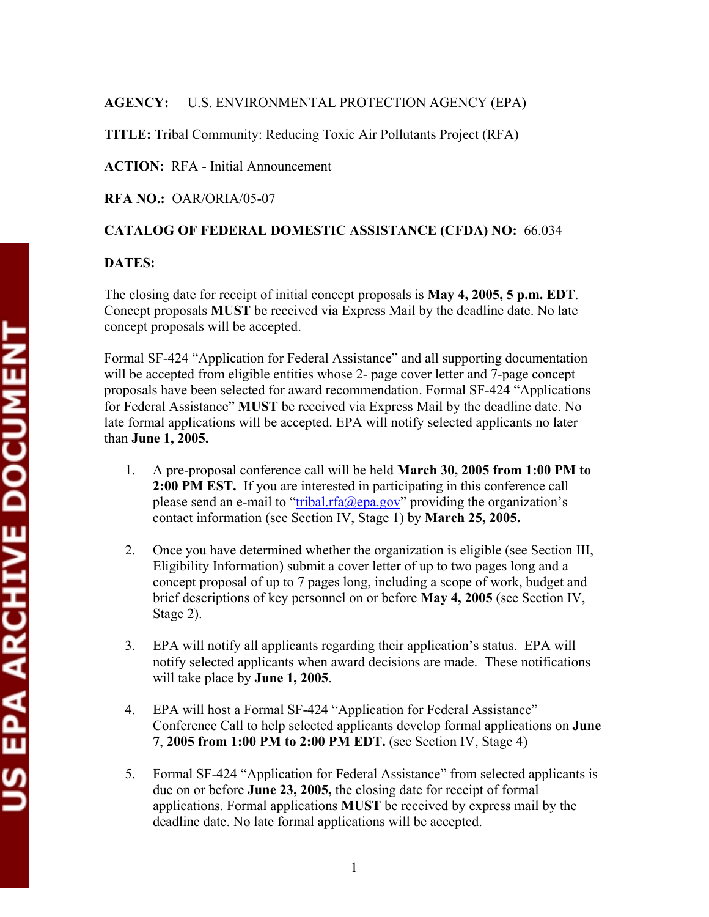**AGENCY:** U.S. ENVIRONMENTAL PROTECTION AGENCY (EPA)

**TITLE:** Tribal Community: Reducing Toxic Air Pollutants Project (RFA)

**ACTION:** RFA - Initial Announcement

**RFA NO.:** OAR/ORIA/05-07

**CATALOG OF FEDERAL DOMESTIC ASSISTANCE (CFDA) NO:** 66.034

**DATES:**

The closing date for receipt of initial concept proposals is **May 4, 2005, 5 p.m. EDT**. Concept proposals **MUST** be received via Express Mail by the deadline date. No late concept proposals will be accepted.

Formal SF-424 "Application for Federal Assistance" and all supporting documentation will be accepted from eligible entities whose 2- page cover letter and 7-page concept proposals have been selected for award recommendation. Formal SF-424 "Applications for Federal Assistance" **MUST** be received via Express Mail by the deadline date. No late formal applications will be accepted. EPA will notify selected applicants no later than **June 1, 2005.**

1. A pre-proposal conference call will be held **March 30, 2005 from 1:00 PM to 2:00 PM EST.** If you are interested in participating in this conference call please send an e-mail to "tribal.rfa@epa.gov" providing the organization's contact information (see Section IV, Stage 1) by **March 25, 2005.**

2. Once you have determined whether the organization is eligible (see Section III, Eligibility Information) submit a cover letter of up to two pages long and a concept proposal of up to 7 pages long, including a scope of work, budget and brief descriptions of key personnel on or before **May 4, 2005** (see Section IV, Stage 2).

3. EPA will notify all applicants regarding their application's status. EPA will notify selected applicants when award decisions are made. These notifications will take place by **June 1, 2005**.

4. EPA will host a Formal SF-424 "Application for Federal Assistance" Conference Call to help selected applicants develop formal applications on **June 7**, **2005 from 1:00 PM to 2:00 PM EDT.** (see Section IV, Stage 4)

5. Formal SF-424 "Application for Federal Assistance" from selected applicants is due on or before **June 23, 2005,** the closing date for receipt of formal applications. Formal applications **MUST** be received by express mail by the deadline date. No late formal applications will be accepted.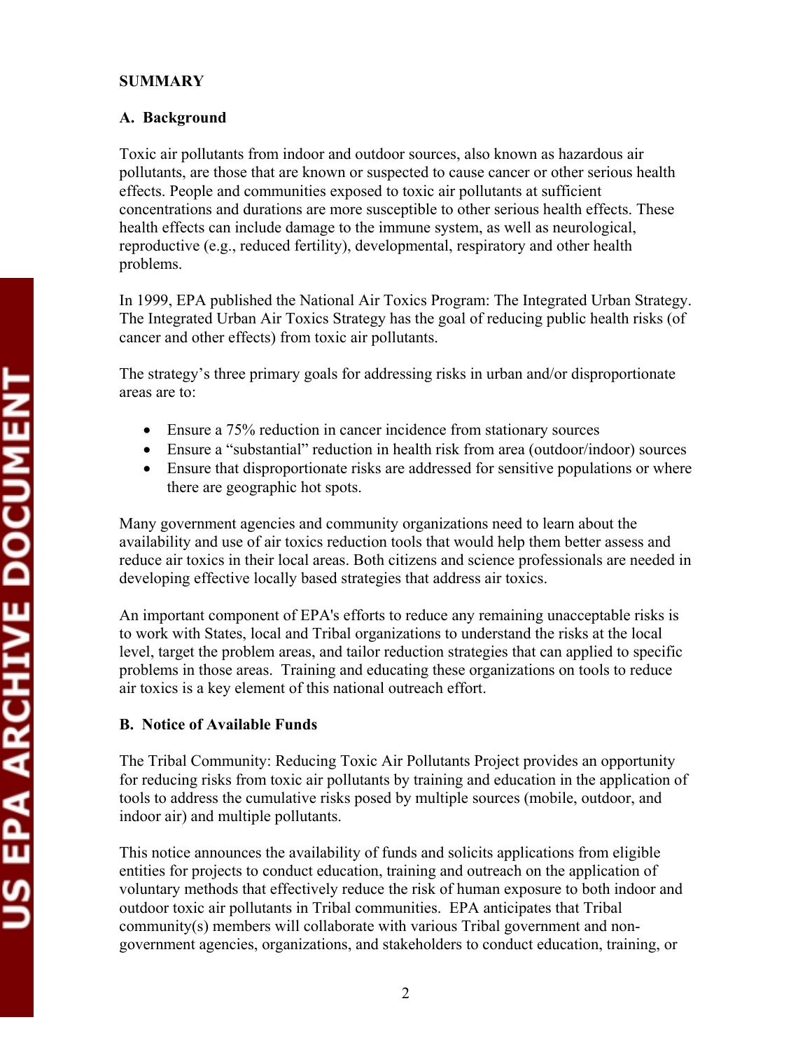**SUMMARY**

**A. Background**

Toxic air pollutants from indoor and outdoor sources, also known as hazardous air pollutants, are those that are known or suspected to cause cancer or other serious health effects. People and communities exposed to toxic air pollutants at sufficient concentrations and durations are more susceptible to other serious health effects. These health effects can include damage to the immune system, as well as neurological, reproductive (e.g., reduced fertility), developmental, respiratory and other health problems.

In 1999, EPA published the National Air Toxics Program: The Integrated Urban Strategy. The Integrated Urban Air Toxics Strategy has the goal of reducing public health risks (of cancer and other effects) from toxic air pollutants.

The strategy's three primary goals for addressing risks in urban and/or disproportionate areas are to:

- Ensure a 75% reduction in cancer incidence from stationary sources
- Ensure a "substantial" reduction in health risk from area (outdoor/indoor) sources
- Ensure that disproportionate risks are addressed for sensitive populations or where there are geographic hot spots.

Many government agencies and community organizations need to learn about the availability and use of air toxics reduction tools that would help them better assess and reduce air toxics in their local areas. Both citizens and science professionals are needed in developing effective locally based strategies that address air toxics.

An important component of EPA's efforts to reduce any remaining unacceptable risks is to work with States, local and Tribal organizations to understand the risks at the local level, target the problem areas, and tailor reduction strategies that can applied to specific problems in those areas. Training and educating these organizations on tools to reduce air toxics is a key element of this national outreach effort.

**B. Notice of Available Funds**

The Tribal Community: Reducing Toxic Air Pollutants Project provides an opportunity for reducing risks from toxic air pollutants by training and education in the application of tools to address the cumulative risks posed by multiple sources (mobile, outdoor, and indoor air) and multiple pollutants.

This notice announces the availability of funds and solicits applications from eligible entities for projects to conduct education, training and outreach on the application of voluntary methods that effectively reduce the risk of human exposure to both indoor and outdoor toxic air pollutants in Tribal communities. EPA anticipates that Tribal community(s) members will collaborate with various Tribal government and non-government agencies, organizations, and stakeholders to conduct education, training, or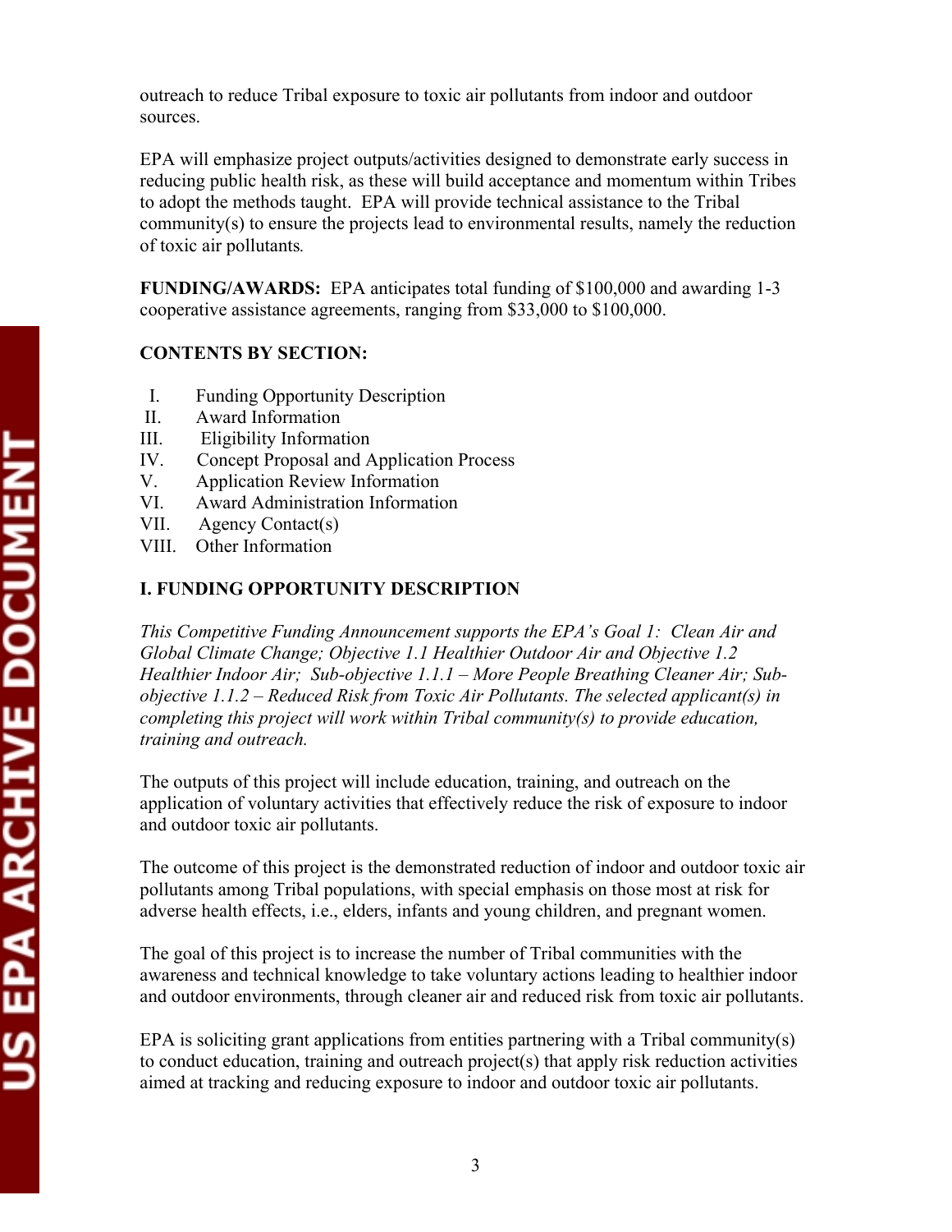outreach to reduce Tribal exposure to toxic air pollutants from indoor and outdoor sources.

EPA will emphasize project outputs/activities designed to demonstrate early success in reducing public health risk, as these will build acceptance and momentum within Tribes to adopt the methods taught. EPA will provide technical assistance to the Tribal community(s) to ensure the projects lead to environmental results, namely the reduction of toxic air pollutants.

**FUNDING/AWARDS:** EPA anticipates total funding of $100,000 and awarding 1-3 cooperative assistance agreements, ranging from $33,000 to $100,000.

**CONTENTS BY SECTION:**

I. Funding Opportunity Description
II. Award Information
III. Eligibility Information
IV. Concept Proposal and Application Process
V. Application Review Information
VI. Award Administration Information
VII. Agency Contact(s)
VIII. Other Information

## I. FUNDING OPPORTUNITY DESCRIPTION

*This Competitive Funding Announcement supports the EPA's Goal 1: Clean Air and Global Climate Change; Objective 1.1 Healthier Outdoor Air and Objective 1.2 Healthier Indoor Air; Sub-objective 1.1.1 – More People Breathing Cleaner Air; Sub-objective 1.1.2 – Reduced Risk from Toxic Air Pollutants. The selected applicant(s) in completing this project will work within Tribal community(s) to provide education, training and outreach.*

The outputs of this project will include education, training, and outreach on the application of voluntary activities that effectively reduce the risk of exposure to indoor and outdoor toxic air pollutants.

The outcome of this project is the demonstrated reduction of indoor and outdoor toxic air pollutants among Tribal populations, with special emphasis on those most at risk for adverse health effects, i.e., elders, infants and young children, and pregnant women.

The goal of this project is to increase the number of Tribal communities with the awareness and technical knowledge to take voluntary actions leading to healthier indoor and outdoor environments, through cleaner air and reduced risk from toxic air pollutants.

EPA is soliciting grant applications from entities partnering with a Tribal community(s) to conduct education, training and outreach project(s) that apply risk reduction activities aimed at tracking and reducing exposure to indoor and outdoor toxic air pollutants.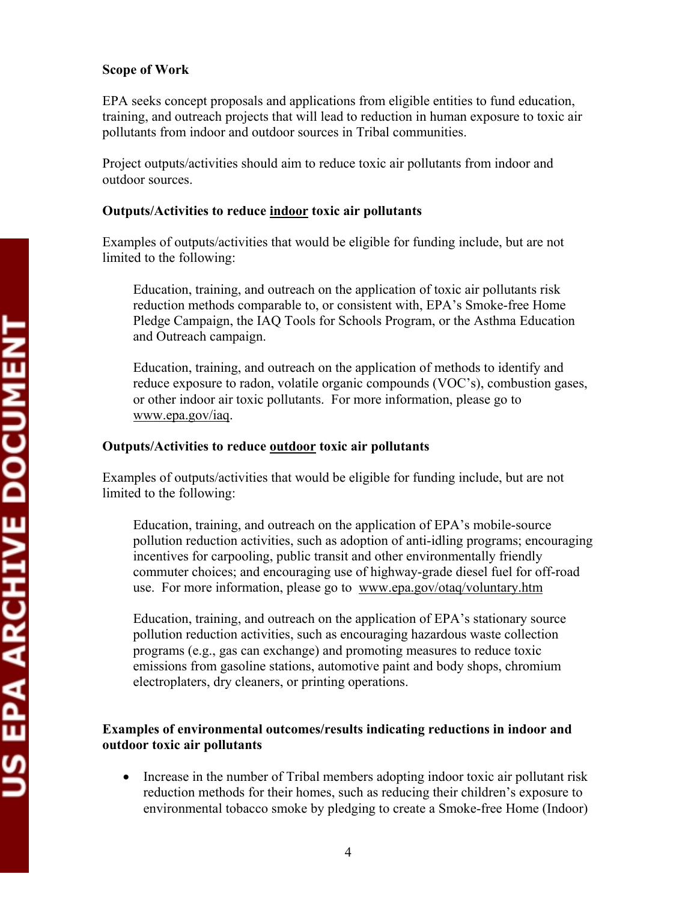**Scope of Work**

EPA seeks concept proposals and applications from eligible entities to fund education, training, and outreach projects that will lead to reduction in human exposure to toxic air pollutants from indoor and outdoor sources in Tribal communities.

Project outputs/activities should aim to reduce toxic air pollutants from indoor and outdoor sources.

**Outputs/Activities to reduce indoor toxic air pollutants**

Examples of outputs/activities that would be eligible for funding include, but are not limited to the following:

> Education, training, and outreach on the application of toxic air pollutants risk reduction methods comparable to, or consistent with, EPA's Smoke-free Home Pledge Campaign, the IAQ Tools for Schools Program, or the Asthma Education and Outreach campaign.
>
> Education, training, and outreach on the application of methods to identify and reduce exposure to radon, volatile organic compounds (VOC's), combustion gases, or other indoor air toxic pollutants. For more information, please go to www.epa.gov/iaq.

**Outputs/Activities to reduce outdoor toxic air pollutants**

Examples of outputs/activities that would be eligible for funding include, but are not limited to the following:

> Education, training, and outreach on the application of EPA's mobile-source pollution reduction activities, such as adoption of anti-idling programs; encouraging incentives for carpooling, public transit and other environmentally friendly commuter choices; and encouraging use of highway-grade diesel fuel for off-road use. For more information, please go to www.epa.gov/otaq/voluntary.htm
>
> Education, training, and outreach on the application of EPA's stationary source pollution reduction activities, such as encouraging hazardous waste collection programs (e.g., gas can exchange) and promoting measures to reduce toxic emissions from gasoline stations, automotive paint and body shops, chromium electroplaters, dry cleaners, or printing operations.

**Examples of environmental outcomes/results indicating reductions in indoor and outdoor toxic air pollutants**

- Increase in the number of Tribal members adopting indoor toxic air pollutant risk reduction methods for their homes, such as reducing their children's exposure to environmental tobacco smoke by pledging to create a Smoke-free Home (Indoor)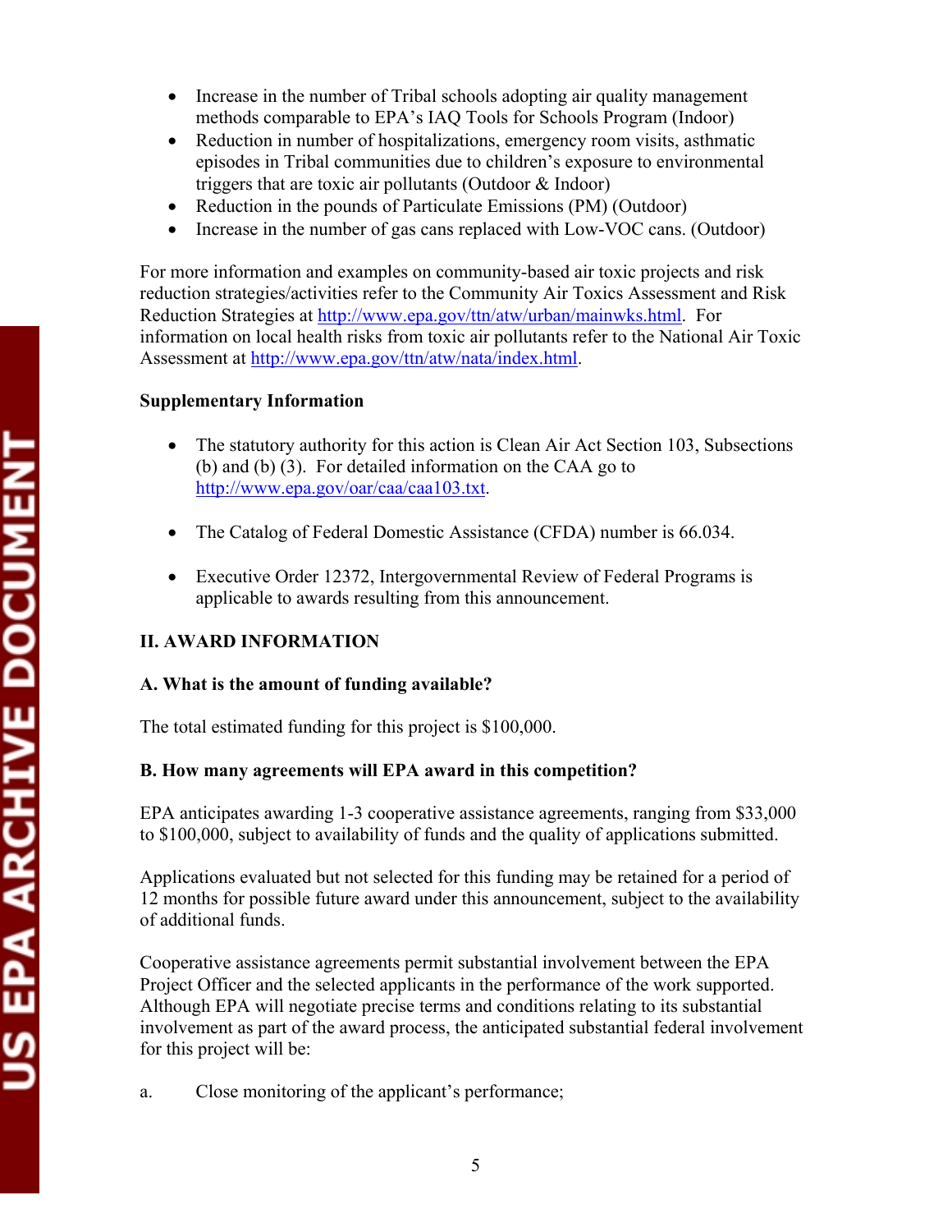- Increase in the number of Tribal schools adopting air quality management methods comparable to EPA's IAQ Tools for Schools Program (Indoor)
- Reduction in number of hospitalizations, emergency room visits, asthmatic episodes in Tribal communities due to children's exposure to environmental triggers that are toxic air pollutants (Outdoor & Indoor)
- Reduction in the pounds of Particulate Emissions (PM) (Outdoor)
- Increase in the number of gas cans replaced with Low-VOC cans. (Outdoor)

For more information and examples on community-based air toxic projects and risk reduction strategies/activities refer to the Community Air Toxics Assessment and Risk Reduction Strategies at http://www.epa.gov/ttn/atw/urban/mainwks.html. For information on local health risks from toxic air pollutants refer to the National Air Toxic Assessment at http://www.epa.gov/ttn/atw/nata/index.html.

**Supplementary Information**

- The statutory authority for this action is Clean Air Act Section 103, Subsections (b) and (b) (3). For detailed information on the CAA go to http://www.epa.gov/oar/caa/caa103.txt.

- The Catalog of Federal Domestic Assistance (CFDA) number is 66.034.

- Executive Order 12372, Intergovernmental Review of Federal Programs is applicable to awards resulting from this announcement.

## II. AWARD INFORMATION

### A. What is the amount of funding available?

The total estimated funding for this project is $100,000.

### B. How many agreements will EPA award in this competition?

EPA anticipates awarding 1-3 cooperative assistance agreements, ranging from $33,000 to $100,000, subject to availability of funds and the quality of applications submitted.

Applications evaluated but not selected for this funding may be retained for a period of 12 months for possible future award under this announcement, subject to the availability of additional funds.

Cooperative assistance agreements permit substantial involvement between the EPA Project Officer and the selected applicants in the performance of the work supported. Although EPA will negotiate precise terms and conditions relating to its substantial involvement as part of the award process, the anticipated substantial federal involvement for this project will be:

a. Close monitoring of the applicant's performance;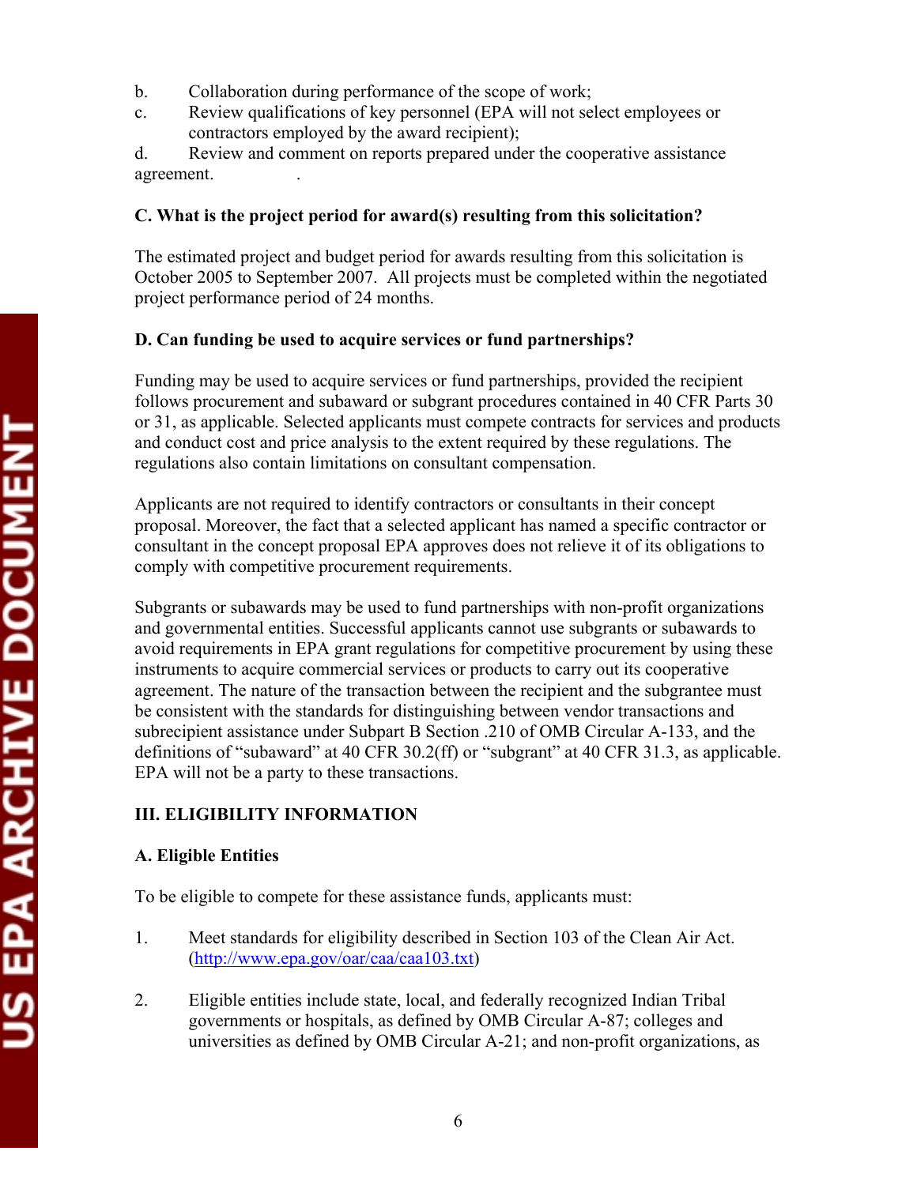b. Collaboration during performance of the scope of work;

c. Review qualifications of key personnel (EPA will not select employees or contractors employed by the award recipient);

d. Review and comment on reports prepared under the cooperative assistance agreement.

**C. What is the project period for award(s) resulting from this solicitation?**

The estimated project and budget period for awards resulting from this solicitation is October 2005 to September 2007. All projects must be completed within the negotiated project performance period of 24 months.

**D. Can funding be used to acquire services or fund partnerships?**

Funding may be used to acquire services or fund partnerships, provided the recipient follows procurement and subaward or subgrant procedures contained in 40 CFR Parts 30 or 31, as applicable. Selected applicants must compete contracts for services and products and conduct cost and price analysis to the extent required by these regulations. The regulations also contain limitations on consultant compensation.

Applicants are not required to identify contractors or consultants in their concept proposal. Moreover, the fact that a selected applicant has named a specific contractor or consultant in the concept proposal EPA approves does not relieve it of its obligations to comply with competitive procurement requirements.

Subgrants or subawards may be used to fund partnerships with non-profit organizations and governmental entities. Successful applicants cannot use subgrants or subawards to avoid requirements in EPA grant regulations for competitive procurement by using these instruments to acquire commercial services or products to carry out its cooperative agreement. The nature of the transaction between the recipient and the subgrantee must be consistent with the standards for distinguishing between vendor transactions and subrecipient assistance under Subpart B Section .210 of OMB Circular A-133, and the definitions of "subaward" at 40 CFR 30.2(ff) or "subgrant" at 40 CFR 31.3, as applicable. EPA will not be a party to these transactions.

## III. ELIGIBILITY INFORMATION

**A. Eligible Entities**

To be eligible to compete for these assistance funds, applicants must:

1. Meet standards for eligibility described in Section 103 of the Clean Air Act. (http://www.epa.gov/oar/caa/caa103.txt)

2. Eligible entities include state, local, and federally recognized Indian Tribal governments or hospitals, as defined by OMB Circular A-87; colleges and universities as defined by OMB Circular A-21; and non-profit organizations, as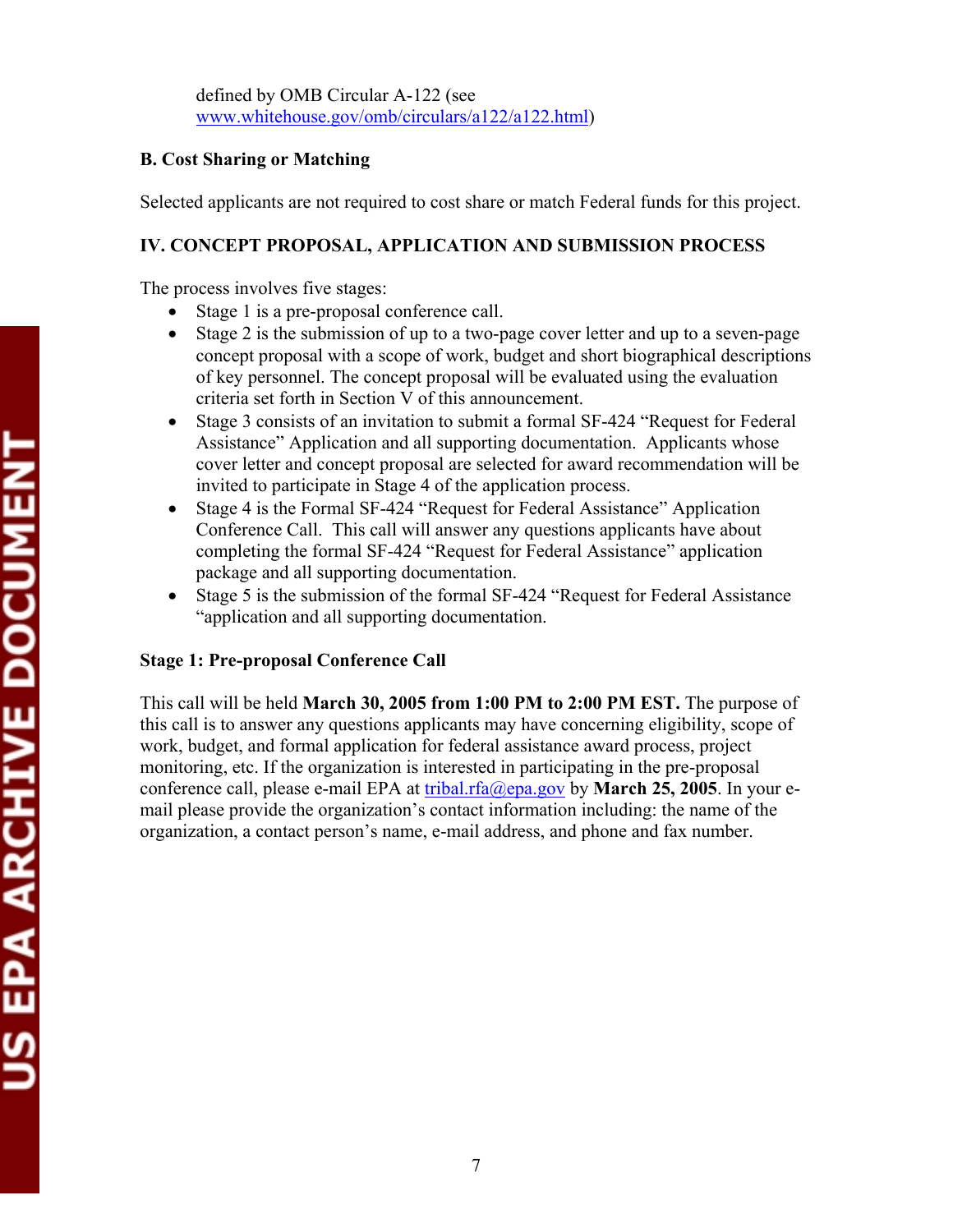defined by OMB Circular A-122 (see www.whitehouse.gov/omb/circulars/a122/a122.html)

**B. Cost Sharing or Matching**

Selected applicants are not required to cost share or match Federal funds for this project.

**IV. CONCEPT PROPOSAL, APPLICATION AND SUBMISSION PROCESS**

The process involves five stages:

- Stage 1 is a pre-proposal conference call.
- Stage 2 is the submission of up to a two-page cover letter and up to a seven-page concept proposal with a scope of work, budget and short biographical descriptions of key personnel. The concept proposal will be evaluated using the evaluation criteria set forth in Section V of this announcement.
- Stage 3 consists of an invitation to submit a formal SF-424 "Request for Federal Assistance" Application and all supporting documentation. Applicants whose cover letter and concept proposal are selected for award recommendation will be invited to participate in Stage 4 of the application process.
- Stage 4 is the Formal SF-424 "Request for Federal Assistance" Application Conference Call. This call will answer any questions applicants have about completing the formal SF-424 "Request for Federal Assistance" application package and all supporting documentation.
- Stage 5 is the submission of the formal SF-424 "Request for Federal Assistance "application and all supporting documentation.

**Stage 1: Pre-proposal Conference Call**

This call will be held **March 30, 2005 from 1:00 PM to 2:00 PM EST.** The purpose of this call is to answer any questions applicants may have concerning eligibility, scope of work, budget, and formal application for federal assistance award process, project monitoring, etc. If the organization is interested in participating in the pre-proposal conference call, please e-mail EPA at tribal.rfa@epa.gov by **March 25, 2005**. In your e-mail please provide the organization's contact information including: the name of the organization, a contact person's name, e-mail address, and phone and fax number.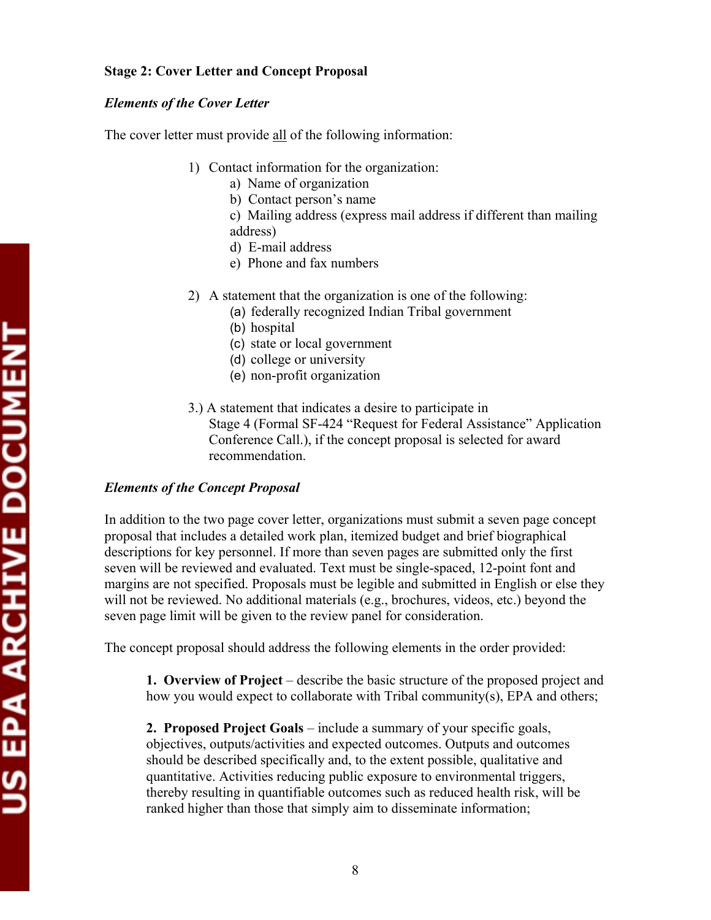**Stage 2: Cover Letter and Concept Proposal**

***Elements of the Cover Letter***

The cover letter must provide all of the following information:

1) Contact information for the organization:
    a) Name of organization
    b) Contact person's name
    c) Mailing address (express mail address if different than mailing address)
    d) E-mail address
    e) Phone and fax numbers

2) A statement that the organization is one of the following:
    (a) federally recognized Indian Tribal government
    (b) hospital
    (c) state or local government
    (d) college or university
    (e) non-profit organization

3.) A statement that indicates a desire to participate in Stage 4 (Formal SF-424 "Request for Federal Assistance" Application Conference Call.), if the concept proposal is selected for award recommendation.

***Elements of the Concept Proposal***

In addition to the two page cover letter, organizations must submit a seven page concept proposal that includes a detailed work plan, itemized budget and brief biographical descriptions for key personnel. If more than seven pages are submitted only the first seven will be reviewed and evaluated. Text must be single-spaced, 12-point font and margins are not specified. Proposals must be legible and submitted in English or else they will not be reviewed. No additional materials (e.g., brochures, videos, etc.) beyond the seven page limit will be given to the review panel for consideration.

The concept proposal should address the following elements in the order provided:

**1. Overview of Project** – describe the basic structure of the proposed project and how you would expect to collaborate with Tribal community(s), EPA and others;

**2. Proposed Project Goals** – include a summary of your specific goals, objectives, outputs/activities and expected outcomes. Outputs and outcomes should be described specifically and, to the extent possible, qualitative and quantitative. Activities reducing public exposure to environmental triggers, thereby resulting in quantifiable outcomes such as reduced health risk, will be ranked higher than those that simply aim to disseminate information;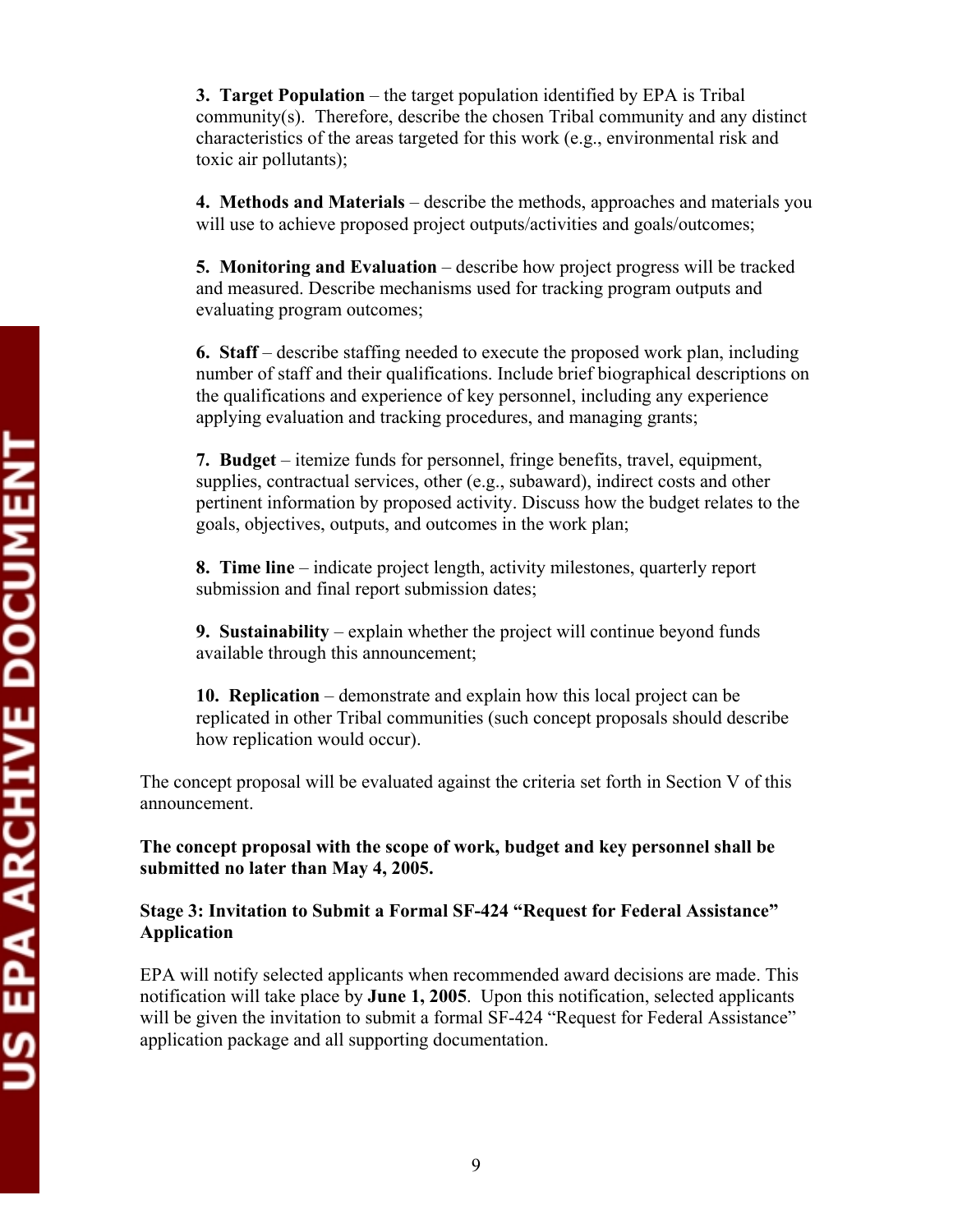3. **Target Population** – the target population identified by EPA is Tribal community(s). Therefore, describe the chosen Tribal community and any distinct characteristics of the areas targeted for this work (e.g., environmental risk and toxic air pollutants);

4. **Methods and Materials** – describe the methods, approaches and materials you will use to achieve proposed project outputs/activities and goals/outcomes;

5. **Monitoring and Evaluation** – describe how project progress will be tracked and measured. Describe mechanisms used for tracking program outputs and evaluating program outcomes;

6. **Staff** – describe staffing needed to execute the proposed work plan, including number of staff and their qualifications. Include brief biographical descriptions on the qualifications and experience of key personnel, including any experience applying evaluation and tracking procedures, and managing grants;

7. **Budget** – itemize funds for personnel, fringe benefits, travel, equipment, supplies, contractual services, other (e.g., subaward), indirect costs and other pertinent information by proposed activity. Discuss how the budget relates to the goals, objectives, outputs, and outcomes in the work plan;

8. **Time line** – indicate project length, activity milestones, quarterly report submission and final report submission dates;

9. **Sustainability** – explain whether the project will continue beyond funds available through this announcement;

10. **Replication** – demonstrate and explain how this local project can be replicated in other Tribal communities (such concept proposals should describe how replication would occur).

The concept proposal will be evaluated against the criteria set forth in Section V of this announcement.

**The concept proposal with the scope of work, budget and key personnel shall be submitted no later than May 4, 2005.**

**Stage 3: Invitation to Submit a Formal SF-424 "Request for Federal Assistance" Application**

EPA will notify selected applicants when recommended award decisions are made. This notification will take place by **June 1, 2005**. Upon this notification, selected applicants will be given the invitation to submit a formal SF-424 "Request for Federal Assistance" application package and all supporting documentation.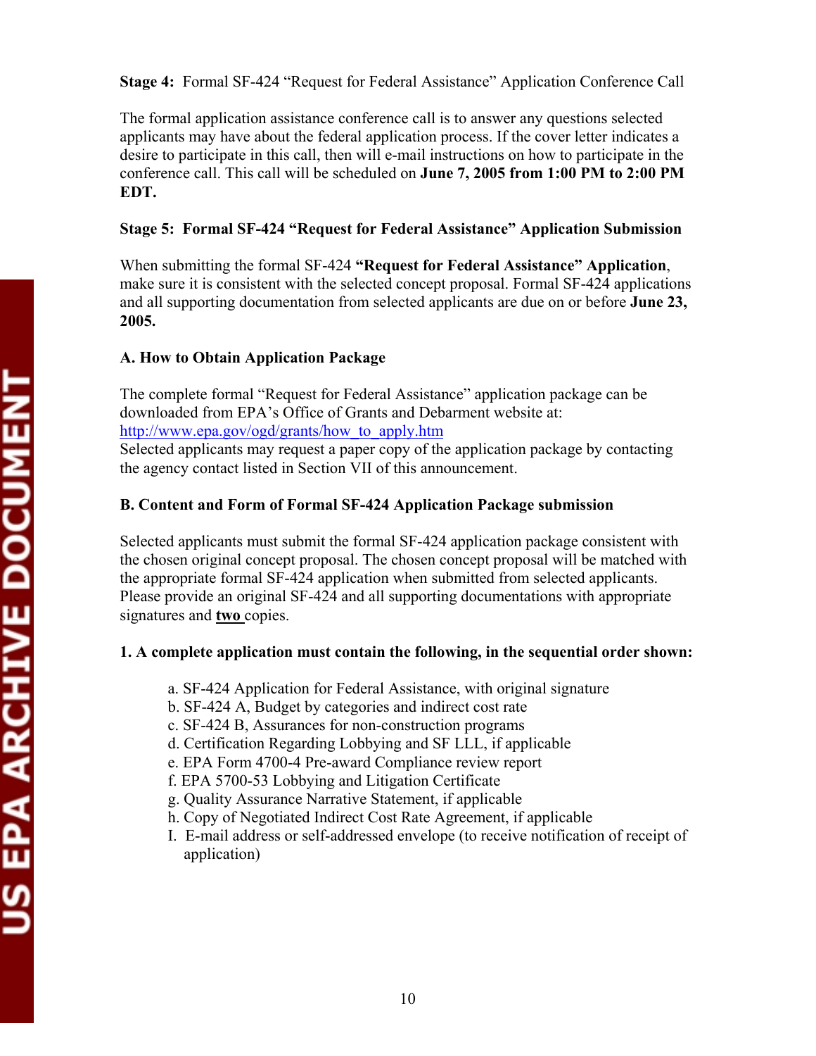**Stage 4:** Formal SF-424 "Request for Federal Assistance" Application Conference Call

The formal application assistance conference call is to answer any questions selected applicants may have about the federal application process. If the cover letter indicates a desire to participate in this call, then will e-mail instructions on how to participate in the conference call. This call will be scheduled on **June 7, 2005 from 1:00 PM to 2:00 PM EDT.**

**Stage 5: Formal SF-424 "Request for Federal Assistance" Application Submission**

When submitting the formal SF-424 **"Request for Federal Assistance" Application**, make sure it is consistent with the selected concept proposal. Formal SF-424 applications and all supporting documentation from selected applicants are due on or before **June 23, 2005.**

**A. How to Obtain Application Package**

The complete formal "Request for Federal Assistance" application package can be downloaded from EPA's Office of Grants and Debarment website at: http://www.epa.gov/ogd/grants/how_to_apply.htm
Selected applicants may request a paper copy of the application package by contacting the agency contact listed in Section VII of this announcement.

**B. Content and Form of Formal SF-424 Application Package submission**

Selected applicants must submit the formal SF-424 application package consistent with the chosen original concept proposal. The chosen concept proposal will be matched with the appropriate formal SF-424 application when submitted from selected applicants. Please provide an original SF-424 and all supporting documentations with appropriate signatures and **two** copies.

**1. A complete application must contain the following, in the sequential order shown:**

a. SF-424 Application for Federal Assistance, with original signature
b. SF-424 A, Budget by categories and indirect cost rate
c. SF-424 B, Assurances for non-construction programs
d. Certification Regarding Lobbying and SF LLL, if applicable
e. EPA Form 4700-4 Pre-award Compliance review report
f. EPA 5700-53 Lobbying and Litigation Certificate
g. Quality Assurance Narrative Statement, if applicable
h. Copy of Negotiated Indirect Cost Rate Agreement, if applicable
I. E-mail address or self-addressed envelope (to receive notification of receipt of application)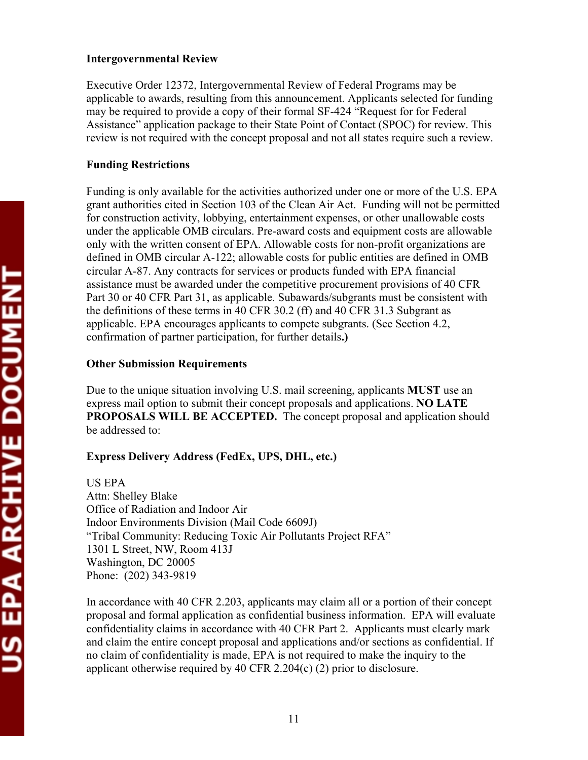**Intergovernmental Review**

Executive Order 12372, Intergovernmental Review of Federal Programs may be applicable to awards, resulting from this announcement. Applicants selected for funding may be required to provide a copy of their formal SF-424 "Request for for Federal Assistance" application package to their State Point of Contact (SPOC) for review. This review is not required with the concept proposal and not all states require such a review.

**Funding Restrictions**

Funding is only available for the activities authorized under one or more of the U.S. EPA grant authorities cited in Section 103 of the Clean Air Act. Funding will not be permitted for construction activity, lobbying, entertainment expenses, or other unallowable costs under the applicable OMB circulars. Pre-award costs and equipment costs are allowable only with the written consent of EPA. Allowable costs for non-profit organizations are defined in OMB circular A-122; allowable costs for public entities are defined in OMB circular A-87. Any contracts for services or products funded with EPA financial assistance must be awarded under the competitive procurement provisions of 40 CFR Part 30 or 40 CFR Part 31, as applicable. Subawards/subgrants must be consistent with the definitions of these terms in 40 CFR 30.2 (ff) and 40 CFR 31.3 Subgrant as applicable. EPA encourages applicants to compete subgrants. (See Section 4.2, confirmation of partner participation, for further details**.)**

**Other Submission Requirements**

Due to the unique situation involving U.S. mail screening, applicants **MUST** use an express mail option to submit their concept proposals and applications. **NO LATE PROPOSALS WILL BE ACCEPTED.** The concept proposal and application should be addressed to:

**Express Delivery Address (FedEx, UPS, DHL, etc.)**

US EPA
Attn: Shelley Blake
Office of Radiation and Indoor Air
Indoor Environments Division (Mail Code 6609J)
"Tribal Community: Reducing Toxic Air Pollutants Project RFA"
1301 L Street, NW, Room 413J
Washington, DC 20005
Phone: (202) 343-9819

In accordance with 40 CFR 2.203, applicants may claim all or a portion of their concept proposal and formal application as confidential business information. EPA will evaluate confidentiality claims in accordance with 40 CFR Part 2. Applicants must clearly mark and claim the entire concept proposal and applications and/or sections as confidential. If no claim of confidentiality is made, EPA is not required to make the inquiry to the applicant otherwise required by 40 CFR 2.204(c) (2) prior to disclosure.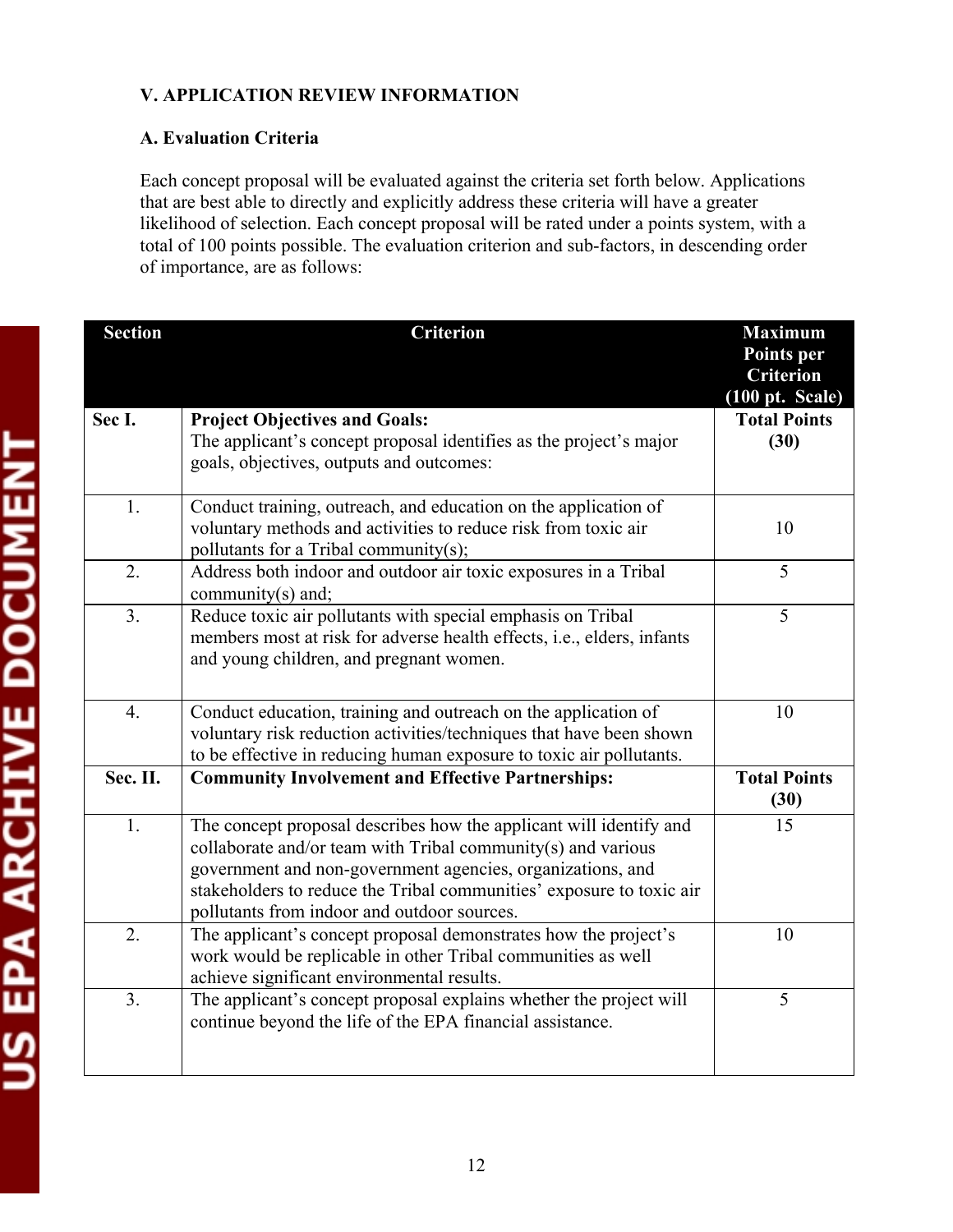### V. APPLICATION REVIEW INFORMATION

#### A. Evaluation Criteria

Each concept proposal will be evaluated against the criteria set forth below. Applications that are best able to directly and explicitly address these criteria will have a greater likelihood of selection. Each concept proposal will be rated under a points system, with a total of 100 points possible. The evaluation criterion and sub-factors, in descending order of importance, are as follows:

| Section | Criterion | Maximum Points per Criterion (100 pt. Scale) |
|---|---|---|
| **Sec I.** | **Project Objectives and Goals:** The applicant's concept proposal identifies as the project's major goals, objectives, outputs and outcomes: | **Total Points (30)** |
| 1. | Conduct training, outreach, and education on the application of voluntary methods and activities to reduce risk from toxic air pollutants for a Tribal community(s); | 10 |
| 2. | Address both indoor and outdoor air toxic exposures in a Tribal community(s) and; | 5 |
| 3. | Reduce toxic air pollutants with special emphasis on Tribal members most at risk for adverse health effects, i.e., elders, infants and young children, and pregnant women. | 5 |
| 4. | Conduct education, training and outreach on the application of voluntary risk reduction activities/techniques that have been shown to be effective in reducing human exposure to toxic air pollutants. | 10 |
| **Sec. II.** | **Community Involvement and Effective Partnerships:** | **Total Points (30)** |
| 1. | The concept proposal describes how the applicant will identify and collaborate and/or team with Tribal community(s) and various government and non-government agencies, organizations, and stakeholders to reduce the Tribal communities' exposure to toxic air pollutants from indoor and outdoor sources. | 15 |
| 2. | The applicant's concept proposal demonstrates how the project's work would be replicable in other Tribal communities as well achieve significant environmental results. | 10 |
| 3. | The applicant's concept proposal explains whether the project will continue beyond the life of the EPA financial assistance. | 5 |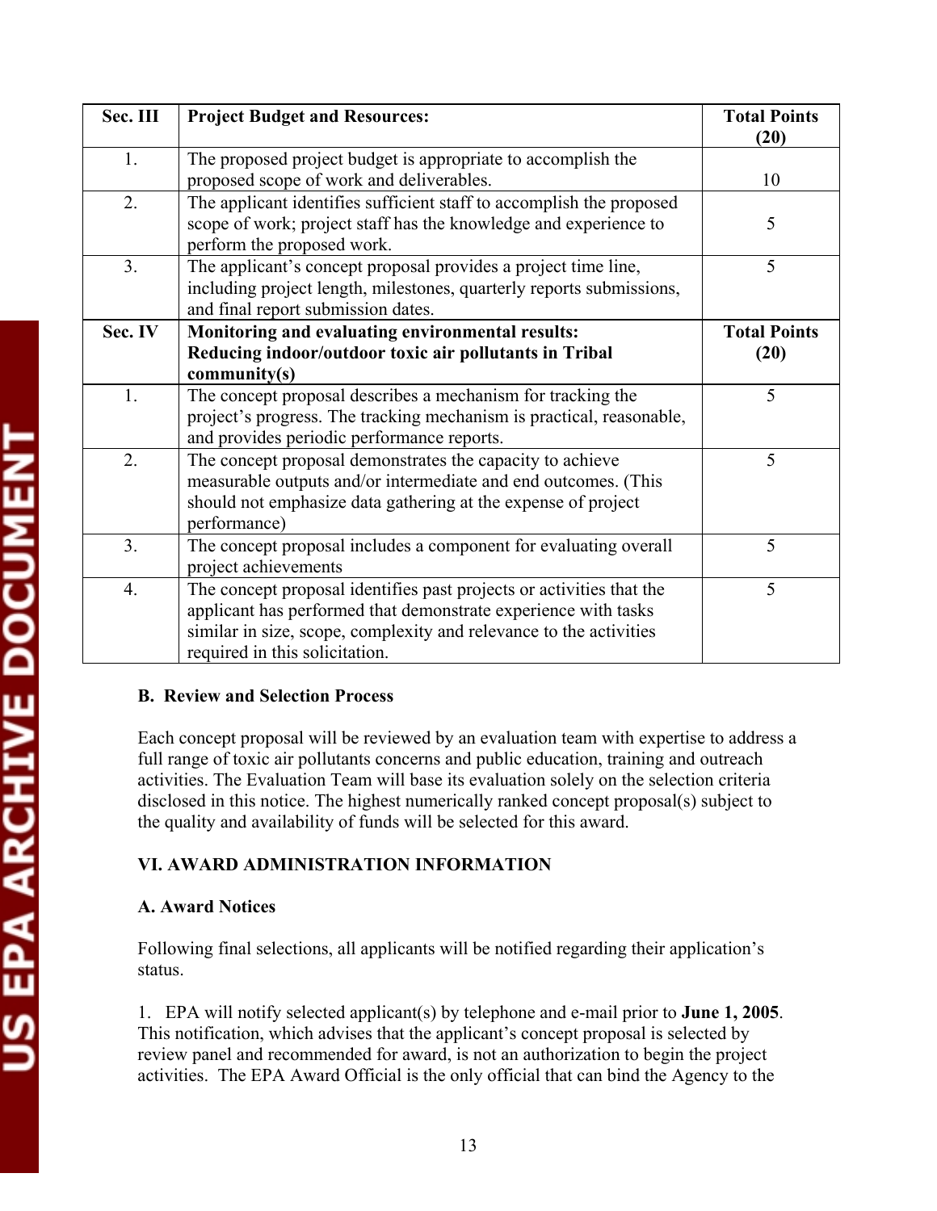| Sec. III | Project Budget and Resources: | Total Points (20) |
|---|---|---|
| 1. | The proposed project budget is appropriate to accomplish the proposed scope of work and deliverables. | 10 |
| 2. | The applicant identifies sufficient staff to accomplish the proposed scope of work; project staff has the knowledge and experience to perform the proposed work. | 5 |
| 3. | The applicant's concept proposal provides a project time line, including project length, milestones, quarterly reports submissions, and final report submission dates. | 5 |
| **Sec. IV** | **Monitoring and evaluating environmental results: Reducing indoor/outdoor toxic air pollutants in Tribal community(s)** | **Total Points (20)** |
| 1. | The concept proposal describes a mechanism for tracking the project's progress. The tracking mechanism is practical, reasonable, and provides periodic performance reports. | 5 |
| 2. | The concept proposal demonstrates the capacity to achieve measurable outputs and/or intermediate and end outcomes. (This should not emphasize data gathering at the expense of project performance) | 5 |
| 3. | The concept proposal includes a component for evaluating overall project achievements | 5 |
| 4. | The concept proposal identifies past projects or activities that the applicant has performed that demonstrate experience with tasks similar in size, scope, complexity and relevance to the activities required in this solicitation. | 5 |

**B. Review and Selection Process**

Each concept proposal will be reviewed by an evaluation team with expertise to address a full range of toxic air pollutants concerns and public education, training and outreach activities. The Evaluation Team will base its evaluation solely on the selection criteria disclosed in this notice. The highest numerically ranked concept proposal(s) subject to the quality and availability of funds will be selected for this award.

## VI. AWARD ADMINISTRATION INFORMATION

**A. Award Notices**

Following final selections, all applicants will be notified regarding their application's status.

1. EPA will notify selected applicant(s) by telephone and e-mail prior to **June 1, 2005**. This notification, which advises that the applicant's concept proposal is selected by review panel and recommended for award, is not an authorization to begin the project activities. The EPA Award Official is the only official that can bind the Agency to the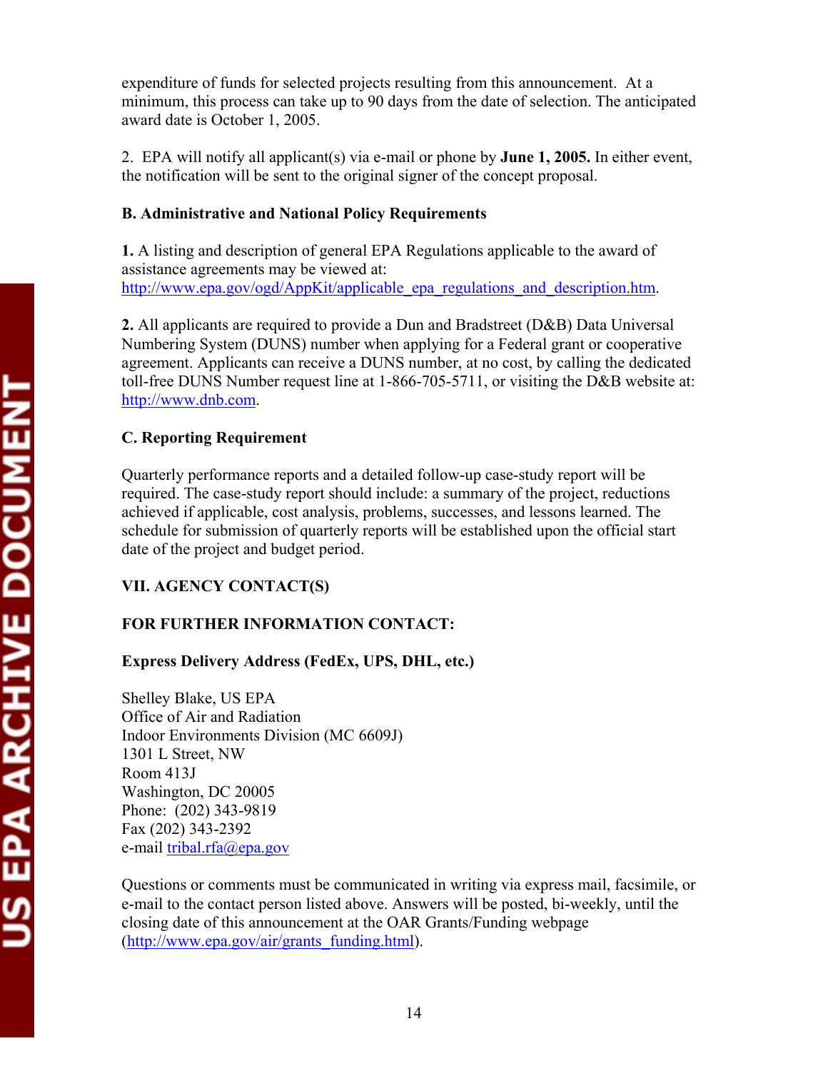expenditure of funds for selected projects resulting from this announcement. At a minimum, this process can take up to 90 days from the date of selection. The anticipated award date is October 1, 2005.

2. EPA will notify all applicant(s) via e-mail or phone by **June 1, 2005.** In either event, the notification will be sent to the original signer of the concept proposal.

**B. Administrative and National Policy Requirements**

**1.** A listing and description of general EPA Regulations applicable to the award of assistance agreements may be viewed at: http://www.epa.gov/ogd/AppKit/applicable_epa_regulations_and_description.htm.

**2.** All applicants are required to provide a Dun and Bradstreet (D&B) Data Universal Numbering System (DUNS) number when applying for a Federal grant or cooperative agreement. Applicants can receive a DUNS number, at no cost, by calling the dedicated toll-free DUNS Number request line at 1-866-705-5711, or visiting the D&B website at: http://www.dnb.com.

**C. Reporting Requirement**

Quarterly performance reports and a detailed follow-up case-study report will be required. The case-study report should include: a summary of the project, reductions achieved if applicable, cost analysis, problems, successes, and lessons learned. The schedule for submission of quarterly reports will be established upon the official start date of the project and budget period.

**VII. AGENCY CONTACT(S)**

**FOR FURTHER INFORMATION CONTACT:**

**Express Delivery Address (FedEx, UPS, DHL, etc.)**

Shelley Blake, US EPA
Office of Air and Radiation
Indoor Environments Division (MC 6609J)
1301 L Street, NW
Room 413J
Washington, DC 20005
Phone: (202) 343-9819
Fax (202) 343-2392
e-mail tribal.rfa@epa.gov

Questions or comments must be communicated in writing via express mail, facsimile, or e-mail to the contact person listed above. Answers will be posted, bi-weekly, until the closing date of this announcement at the OAR Grants/Funding webpage (http://www.epa.gov/air/grants_funding.html).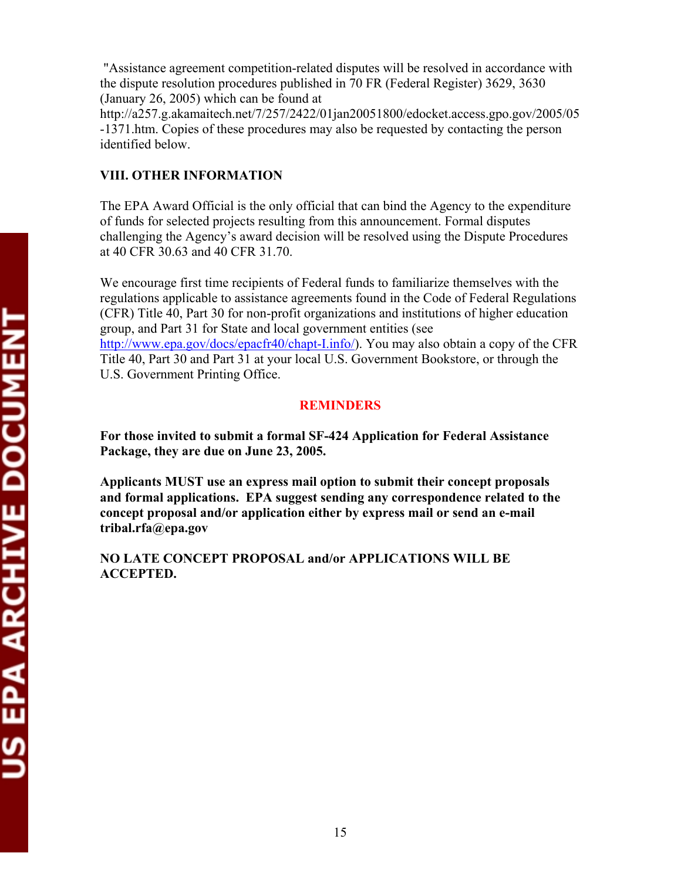"Assistance agreement competition-related disputes will be resolved in accordance with the dispute resolution procedures published in 70 FR (Federal Register) 3629, 3630 (January 26, 2005) which can be found at http://a257.g.akamaitech.net/7/257/2422/01jan20051800/edocket.access.gpo.gov/2005/05-1371.htm. Copies of these procedures may also be requested by contacting the person identified below.

## VIII. OTHER INFORMATION

The EPA Award Official is the only official that can bind the Agency to the expenditure of funds for selected projects resulting from this announcement. Formal disputes challenging the Agency's award decision will be resolved using the Dispute Procedures at 40 CFR 30.63 and 40 CFR 31.70.

We encourage first time recipients of Federal funds to familiarize themselves with the regulations applicable to assistance agreements found in the Code of Federal Regulations (CFR) Title 40, Part 30 for non-profit organizations and institutions of higher education group, and Part 31 for State and local government entities (see http://www.epa.gov/docs/epacfr40/chapt-I.info/). You may also obtain a copy of the CFR Title 40, Part 30 and Part 31 at your local U.S. Government Bookstore, or through the U.S. Government Printing Office.

## REMINDERS

**For those invited to submit a formal SF-424 Application for Federal Assistance Package, they are due on June 23, 2005.**

**Applicants MUST use an express mail option to submit their concept proposals and formal applications. EPA suggest sending any correspondence related to the concept proposal and/or application either by express mail or send an e-mail tribal.rfa@epa.gov**

**NO LATE CONCEPT PROPOSAL and/or APPLICATIONS WILL BE ACCEPTED.**